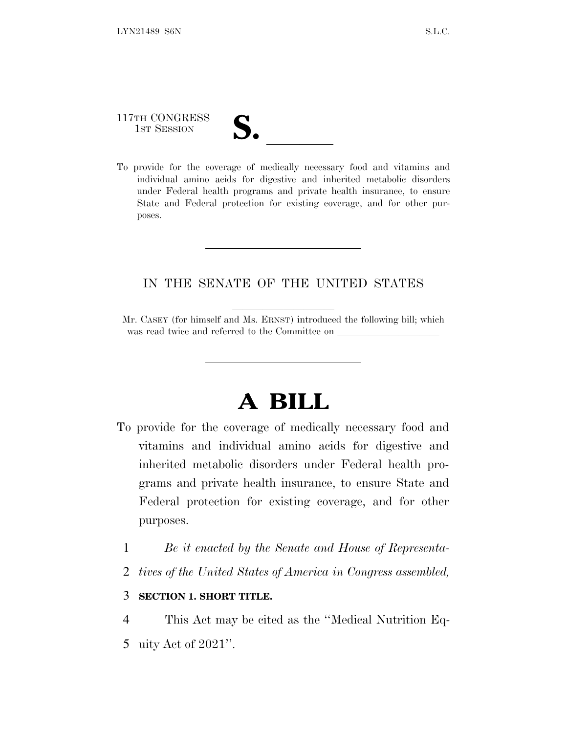117TH CONGRESS
1ST SESSION

# S. \_\_\_\_\_\_

To provide for the coverage of medically necessary food and vitamins and individual amino acids for digestive and inherited metabolic disorders under Federal health programs and private health insurance, to ensure State and Federal protection for existing coverage, and for other purposes.

---

IN THE SENATE OF THE UNITED STATES

Mr. CASEY (for himself and Ms. ERNST) introduced the following bill; which was read twice and referred to the Committee on \_\_\_\_\_\_\_\_\_\_\_\_\_\_\_\_\_\_\_\_

---

# A BILL

To provide for the coverage of medically necessary food and vitamins and individual amino acids for digestive and inherited metabolic disorders under Federal health programs and private health insurance, to ensure State and Federal protection for existing coverage, and for other purposes.

1 *Be it enacted by the Senate and House of Representa-*
2 *tives of the United States of America in Congress assembled,*

3 **SECTION 1. SHORT TITLE.**

4 This Act may be cited as the ''Medical Nutrition Eq-
5 uity Act of 2021''.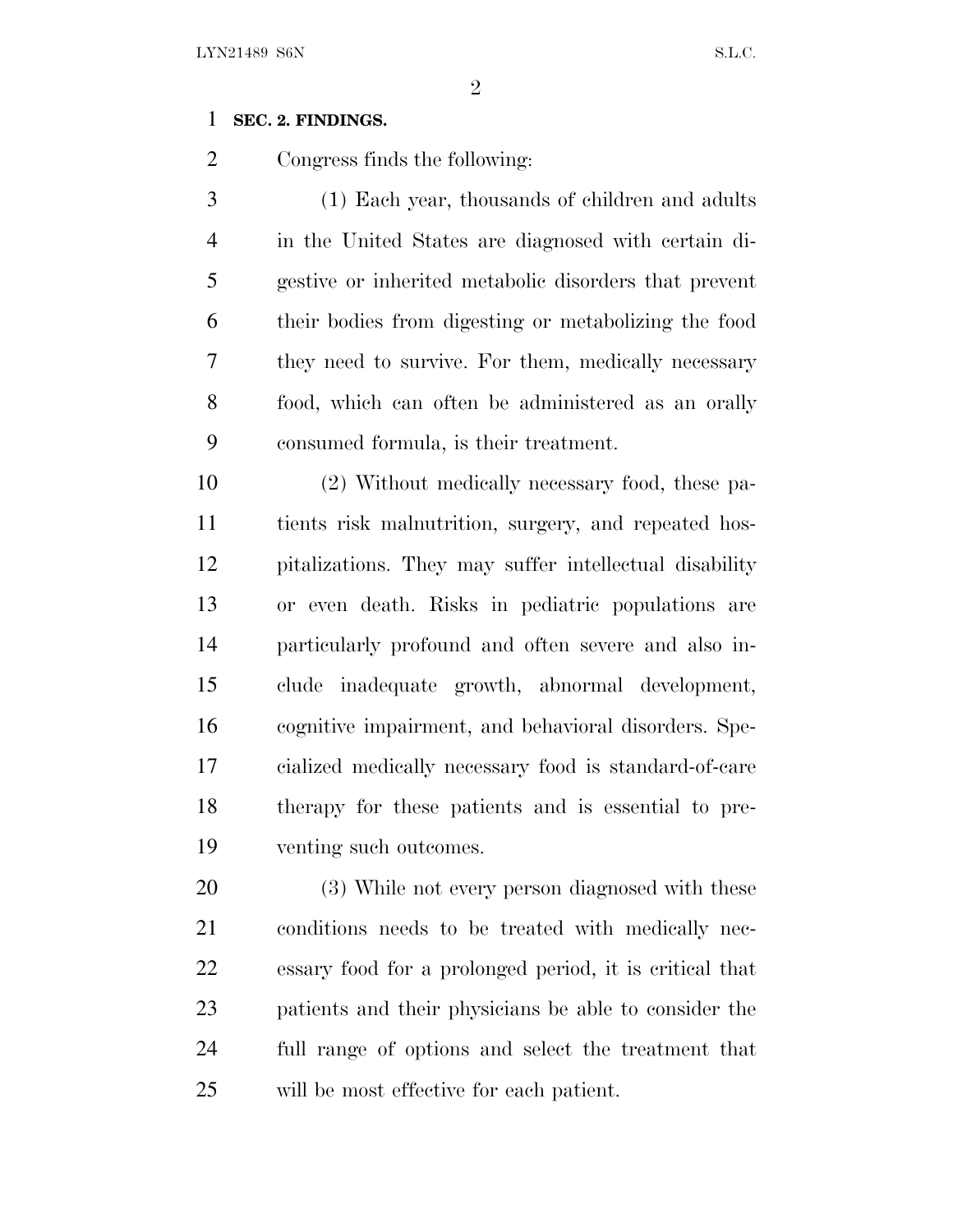**SEC. 2. FINDINGS.**

Congress finds the following:

(1) Each year, thousands of children and adults in the United States are diagnosed with certain digestive or inherited metabolic disorders that prevent their bodies from digesting or metabolizing the food they need to survive. For them, medically necessary food, which can often be administered as an orally consumed formula, is their treatment.

(2) Without medically necessary food, these patients risk malnutrition, surgery, and repeated hospitalizations. They may suffer intellectual disability or even death. Risks in pediatric populations are particularly profound and often severe and also include inadequate growth, abnormal development, cognitive impairment, and behavioral disorders. Specialized medically necessary food is standard-of-care therapy for these patients and is essential to preventing such outcomes.

(3) While not every person diagnosed with these conditions needs to be treated with medically necessary food for a prolonged period, it is critical that patients and their physicians be able to consider the full range of options and select the treatment that will be most effective for each patient.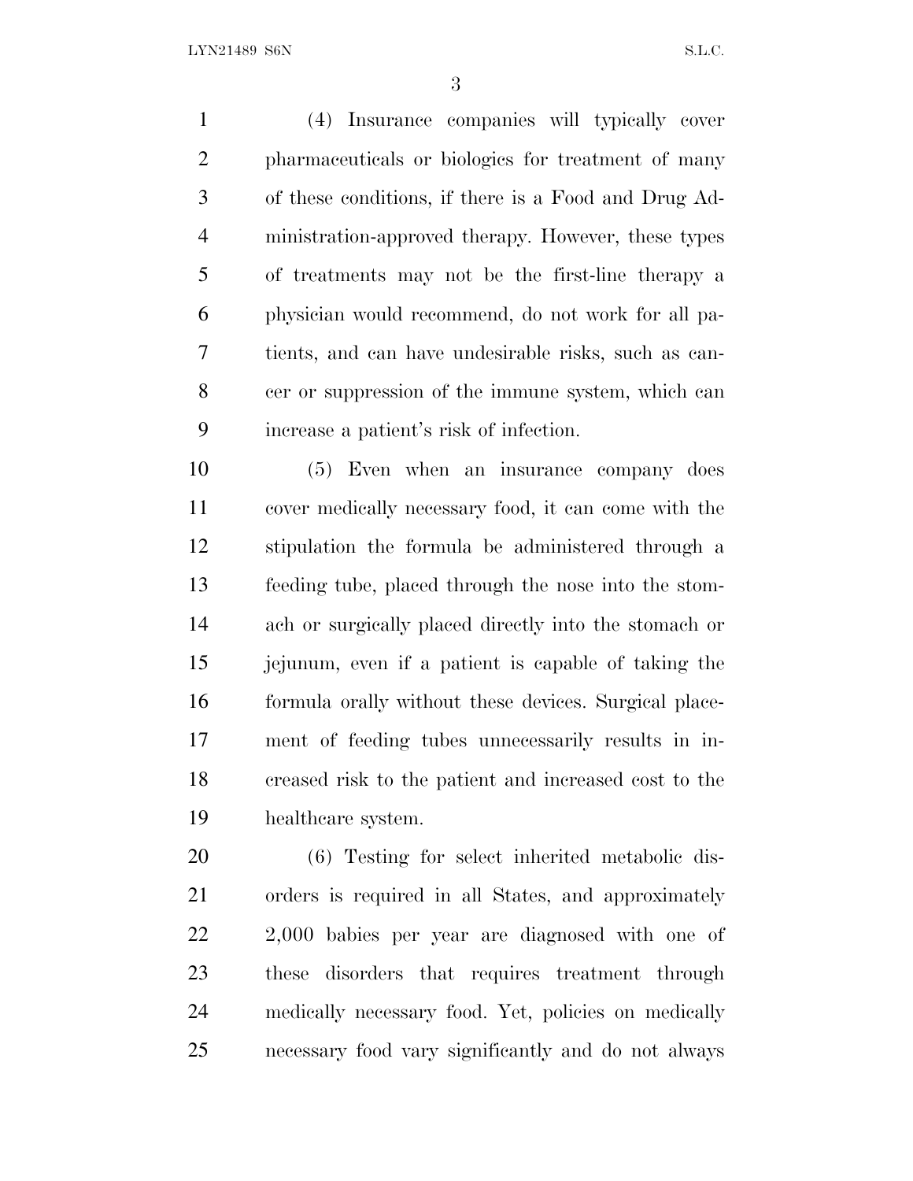(4) Insurance companies will typically cover pharmaceuticals or biologics for treatment of many of these conditions, if there is a Food and Drug Administration-approved therapy. However, these types of treatments may not be the first-line therapy a physician would recommend, do not work for all patients, and can have undesirable risks, such as cancer or suppression of the immune system, which can increase a patient's risk of infection.

(5) Even when an insurance company does cover medically necessary food, it can come with the stipulation the formula be administered through a feeding tube, placed through the nose into the stomach or surgically placed directly into the stomach or jejunum, even if a patient is capable of taking the formula orally without these devices. Surgical placement of feeding tubes unnecessarily results in increased risk to the patient and increased cost to the healthcare system.

(6) Testing for select inherited metabolic disorders is required in all States, and approximately 2,000 babies per year are diagnosed with one of these disorders that requires treatment through medically necessary food. Yet, policies on medically necessary food vary significantly and do not always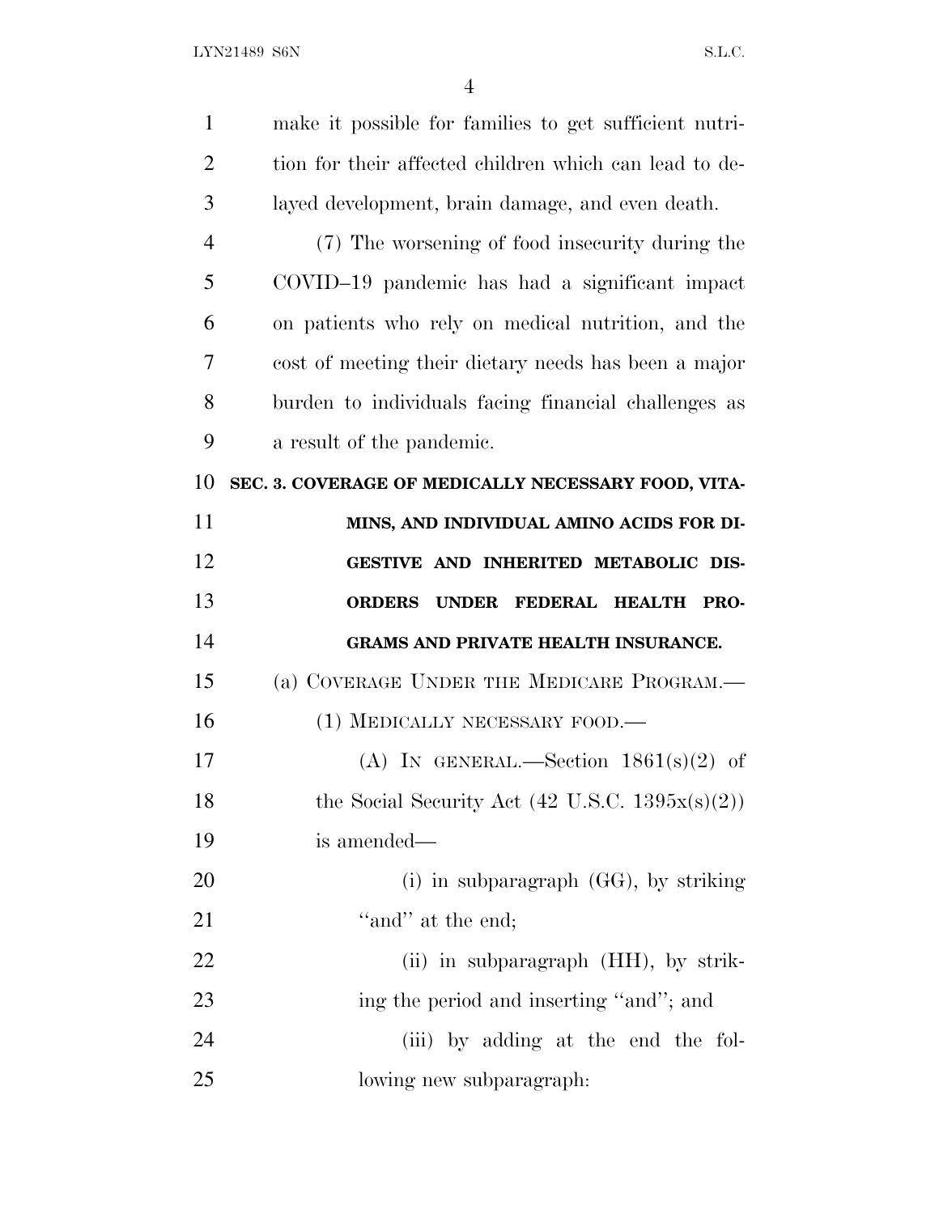make it possible for families to get sufficient nutrition for their affected children which can lead to delayed development, brain damage, and even death.

(7) The worsening of food insecurity during the COVID–19 pandemic has had a significant impact on patients who rely on medical nutrition, and the cost of meeting their dietary needs has been a major burden to individuals facing financial challenges as a result of the pandemic.

**SEC. 3. COVERAGE OF MEDICALLY NECESSARY FOOD, VITAMINS, AND INDIVIDUAL AMINO ACIDS FOR DIGESTIVE AND INHERITED METABOLIC DISORDERS UNDER FEDERAL HEALTH PROGRAMS AND PRIVATE HEALTH INSURANCE.**

(a) COVERAGE UNDER THE MEDICARE PROGRAM.—

(1) MEDICALLY NECESSARY FOOD.—

(A) IN GENERAL.—Section 1861(s)(2) of the Social Security Act (42 U.S.C. 1395x(s)(2)) is amended—

(i) in subparagraph (GG), by striking ''and'' at the end;

(ii) in subparagraph (HH), by striking the period and inserting ''and''; and

(iii) by adding at the end the following new subparagraph: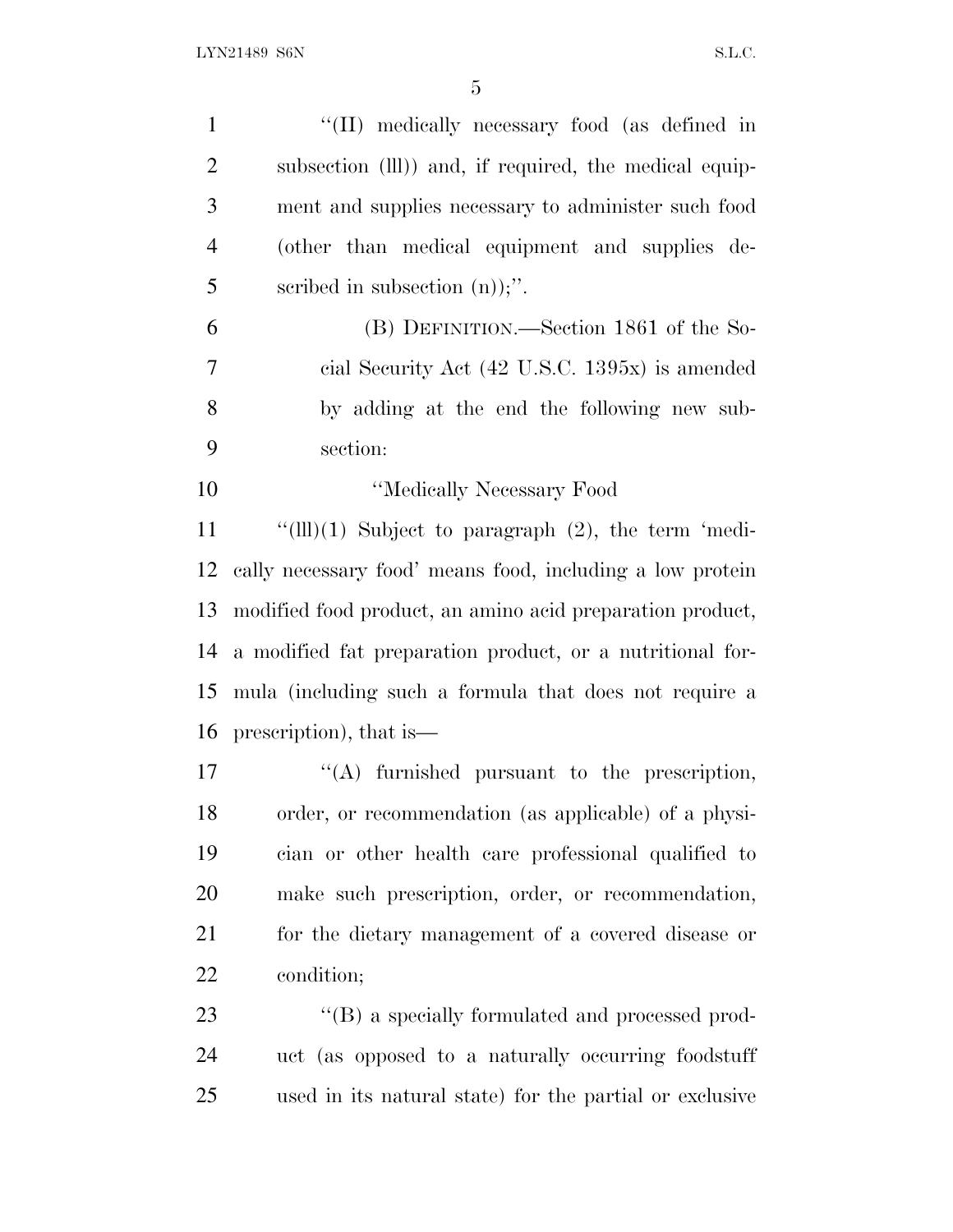''(II) medically necessary food (as defined in subsection (lll)) and, if required, the medical equipment and supplies necessary to administer such food (other than medical equipment and supplies described in subsection (n));''.

(B) DEFINITION.—Section 1861 of the Social Security Act (42 U.S.C. 1395x) is amended by adding at the end the following new subsection:

''Medically Necessary Food

''(lll)(1) Subject to paragraph (2), the term 'medically necessary food' means food, including a low protein modified food product, an amino acid preparation product, a modified fat preparation product, or a nutritional formula (including such a formula that does not require a prescription), that is—

''(A) furnished pursuant to the prescription, order, or recommendation (as applicable) of a physician or other health care professional qualified to make such prescription, order, or recommendation, for the dietary management of a covered disease or condition;

''(B) a specially formulated and processed product (as opposed to a naturally occurring foodstuff used in its natural state) for the partial or exclusive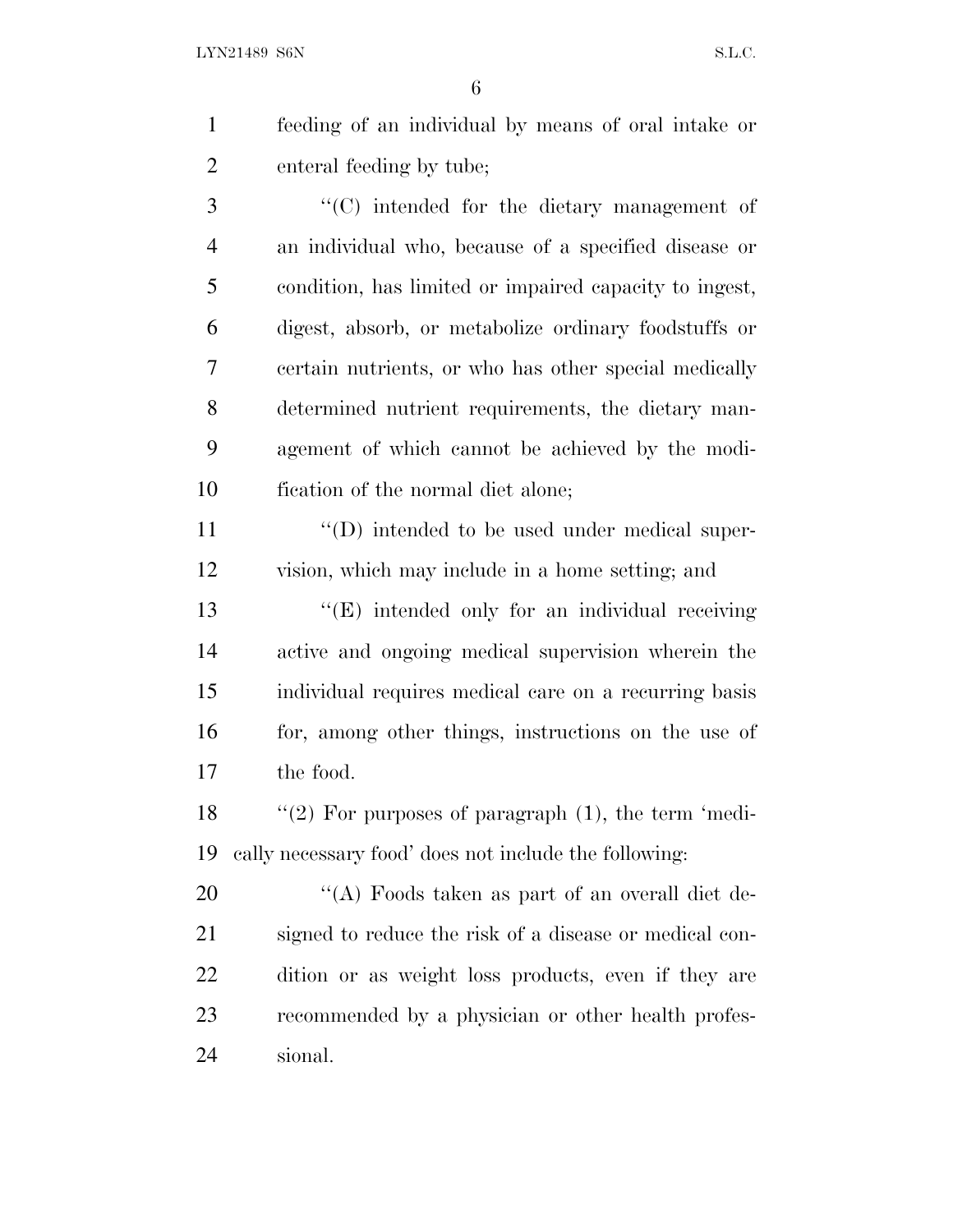feeding of an individual by means of oral intake or enteral feeding by tube;

''(C) intended for the dietary management of an individual who, because of a specified disease or condition, has limited or impaired capacity to ingest, digest, absorb, or metabolize ordinary foodstuffs or certain nutrients, or who has other special medically determined nutrient requirements, the dietary management of which cannot be achieved by the modification of the normal diet alone;

''(D) intended to be used under medical supervision, which may include in a home setting; and

''(E) intended only for an individual receiving active and ongoing medical supervision wherein the individual requires medical care on a recurring basis for, among other things, instructions on the use of the food.

''(2) For purposes of paragraph (1), the term 'medically necessary food' does not include the following:

''(A) Foods taken as part of an overall diet designed to reduce the risk of a disease or medical condition or as weight loss products, even if they are recommended by a physician or other health professional.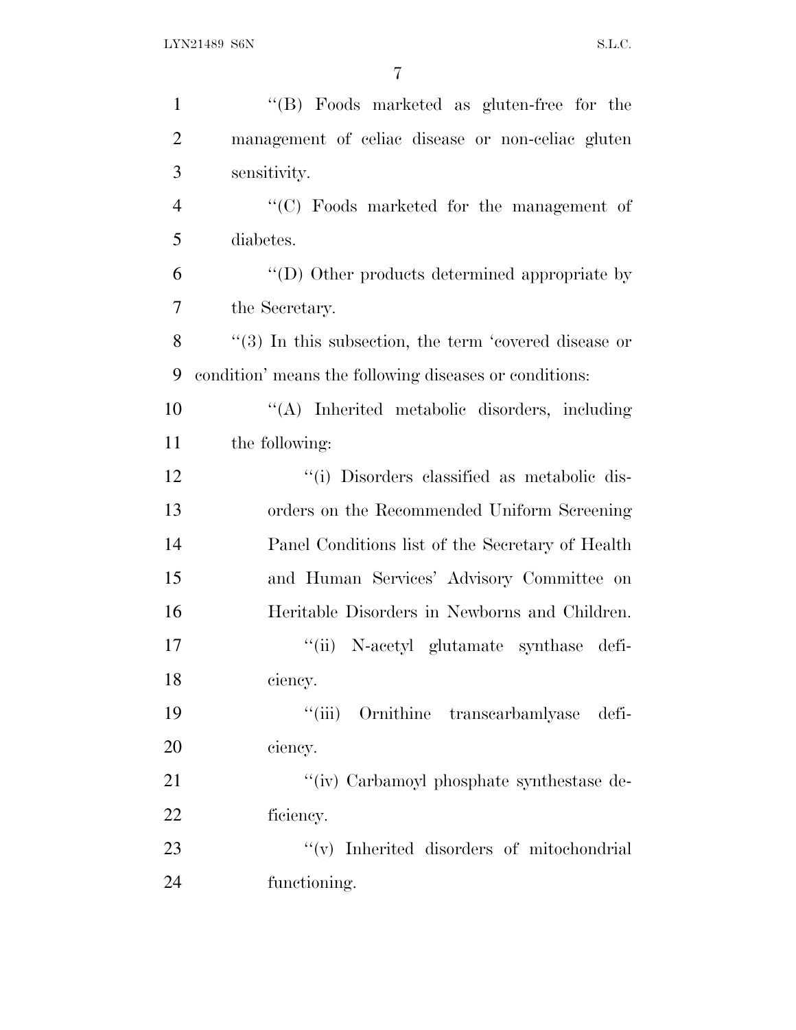''(B) Foods marketed as gluten-free for the management of celiac disease or non-celiac gluten sensitivity.

''(C) Foods marketed for the management of diabetes.

''(D) Other products determined appropriate by the Secretary.

''(3) In this subsection, the term 'covered disease or condition' means the following diseases or conditions:

''(A) Inherited metabolic disorders, including the following:

''(i) Disorders classified as metabolic disorders on the Recommended Uniform Screening Panel Conditions list of the Secretary of Health and Human Services' Advisory Committee on Heritable Disorders in Newborns and Children.

''(ii) N-acetyl glutamate synthase deficiency.

''(iii) Ornithine transcarbamlyase deficiency.

''(iv) Carbamoyl phosphate synthestase deficiency.

''(v) Inherited disorders of mitochondrial functioning.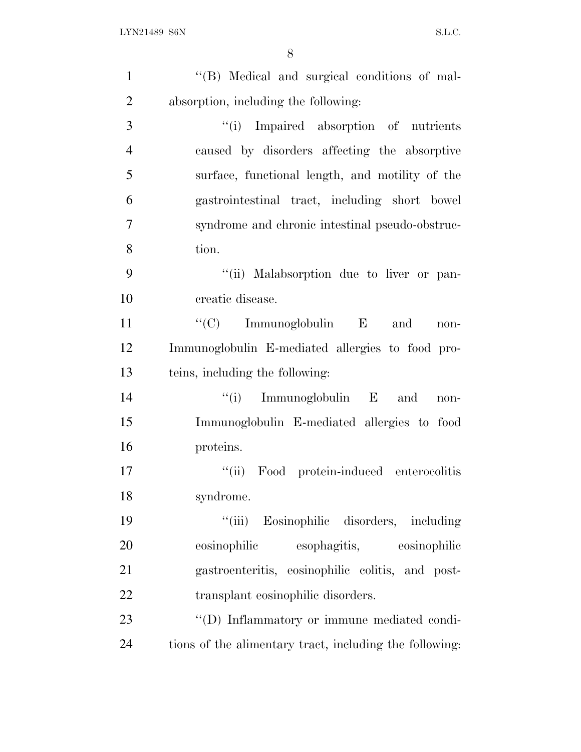''(B) Medical and surgical conditions of malabsorption, including the following:

''(i) Impaired absorption of nutrients caused by disorders affecting the absorptive surface, functional length, and motility of the gastrointestinal tract, including short bowel syndrome and chronic intestinal pseudo-obstruction.

''(ii) Malabsorption due to liver or pancreatic disease.

''(C) Immunoglobulin E and non-Immunoglobulin E-mediated allergies to food proteins, including the following:

''(i) Immunoglobulin E and non-Immunoglobulin E-mediated allergies to food proteins.

''(ii) Food protein-induced enterocolitis syndrome.

''(iii) Eosinophilic disorders, including eosinophilic esophagitis, eosinophilic gastroenteritis, eosinophilic colitis, and post-transplant eosinophilic disorders.

''(D) Inflammatory or immune mediated conditions of the alimentary tract, including the following: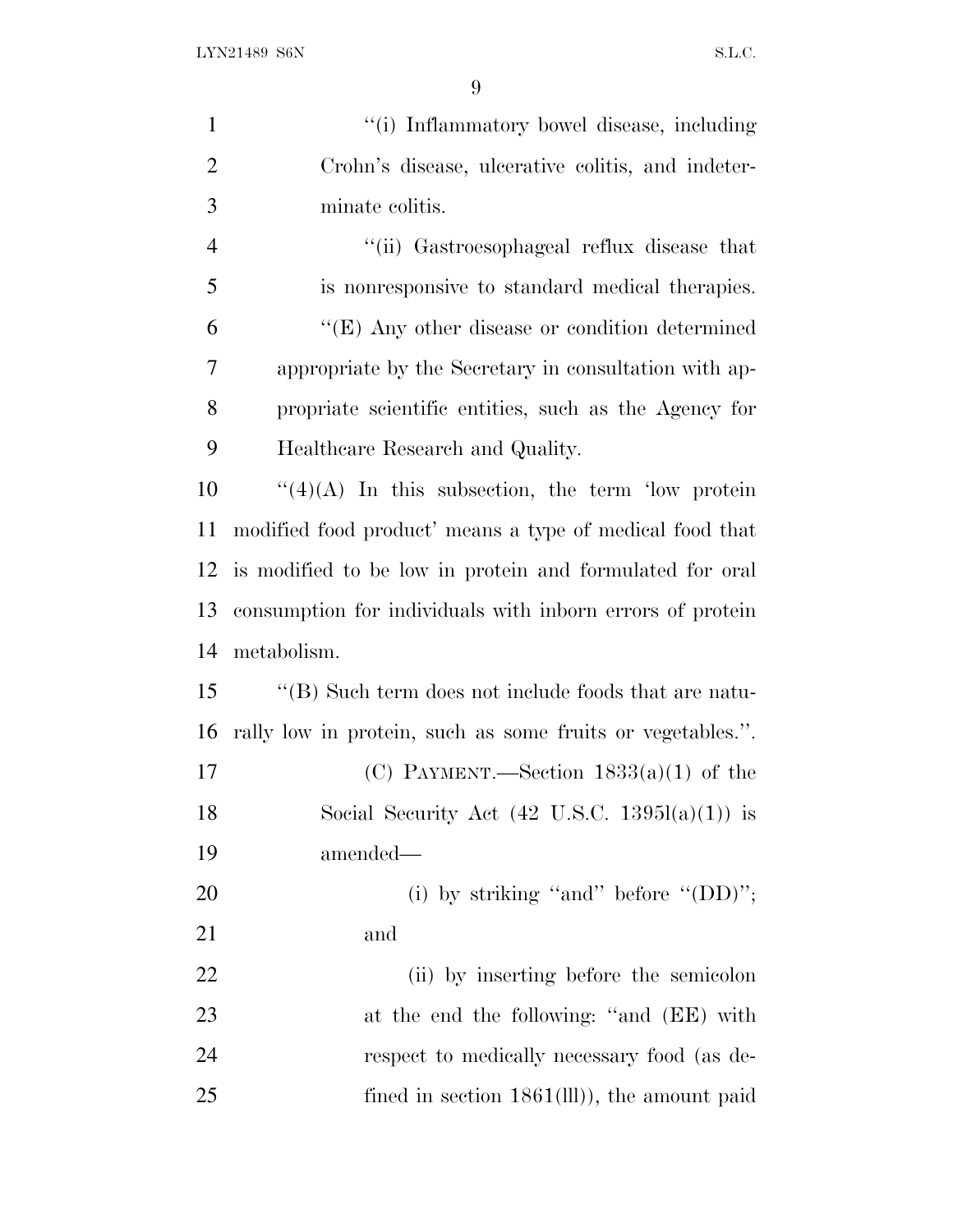''(i) Inflammatory bowel disease, including Crohn's disease, ulcerative colitis, and indeterminate colitis.

''(ii) Gastroesophageal reflux disease that is nonresponsive to standard medical therapies.

''(E) Any other disease or condition determined appropriate by the Secretary in consultation with appropriate scientific entities, such as the Agency for Healthcare Research and Quality.

''(4)(A) In this subsection, the term 'low protein modified food product' means a type of medical food that is modified to be low in protein and formulated for oral consumption for individuals with inborn errors of protein metabolism.

''(B) Such term does not include foods that are naturally low in protein, such as some fruits or vegetables.''.

(C) PAYMENT.—Section 1833(a)(1) of the Social Security Act (42 U.S.C. 1395l(a)(1)) is amended—

(i) by striking ''and'' before ''(DD)''; and

(ii) by inserting before the semicolon at the end the following: ''and (EE) with respect to medically necessary food (as defined in section 1861(lll)), the amount paid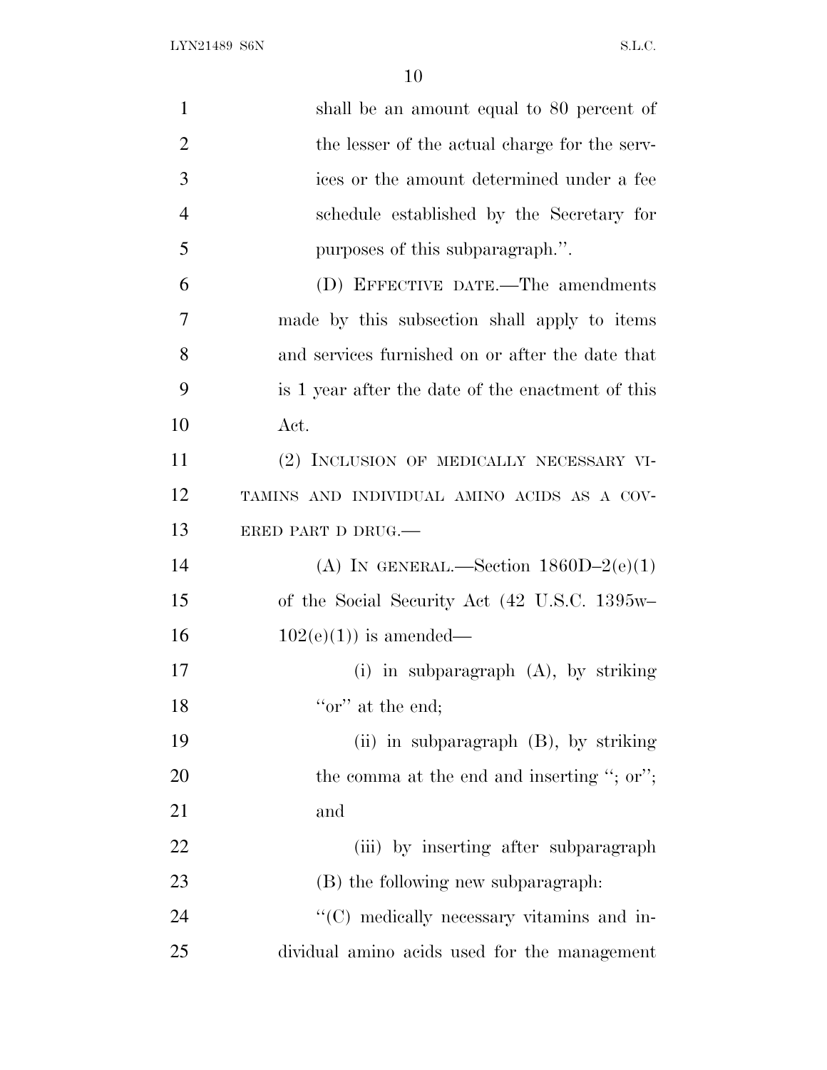shall be an amount equal to 80 percent of the lesser of the actual charge for the services or the amount determined under a fee schedule established by the Secretary for purposes of this subparagraph.''.

(D) EFFECTIVE DATE.—The amendments made by this subsection shall apply to items and services furnished on or after the date that is 1 year after the date of the enactment of this Act.

(2) INCLUSION OF MEDICALLY NECESSARY VITAMINS AND INDIVIDUAL AMINO ACIDS AS A COVERED PART D DRUG.—

(A) IN GENERAL.—Section 1860D–2(e)(1) of the Social Security Act (42 U.S.C. 1395w–102(e)(1)) is amended—

(i) in subparagraph (A), by striking ''or'' at the end;

(ii) in subparagraph (B), by striking the comma at the end and inserting ''; or''; and

(iii) by inserting after subparagraph (B) the following new subparagraph:

''(C) medically necessary vitamins and individual amino acids used for the management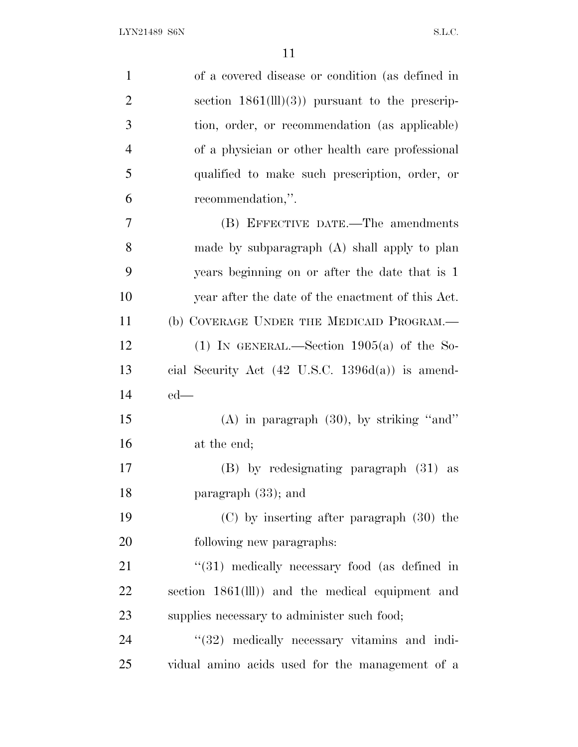of a covered disease or condition (as defined in section 1861(lll)(3)) pursuant to the prescription, order, or recommendation (as applicable) of a physician or other health care professional qualified to make such prescription, order, or recommendation,''.

(B) EFFECTIVE DATE.—The amendments made by subparagraph (A) shall apply to plan years beginning on or after the date that is 1 year after the date of the enactment of this Act.

(b) COVERAGE UNDER THE MEDICAID PROGRAM.—

(1) IN GENERAL.—Section 1905(a) of the Social Security Act (42 U.S.C. 1396d(a)) is amended—

(A) in paragraph (30), by striking ''and'' at the end;

(B) by redesignating paragraph (31) as paragraph (33); and

(C) by inserting after paragraph (30) the following new paragraphs:

''(31) medically necessary food (as defined in section 1861(lll)) and the medical equipment and supplies necessary to administer such food;

''(32) medically necessary vitamins and individual amino acids used for the management of a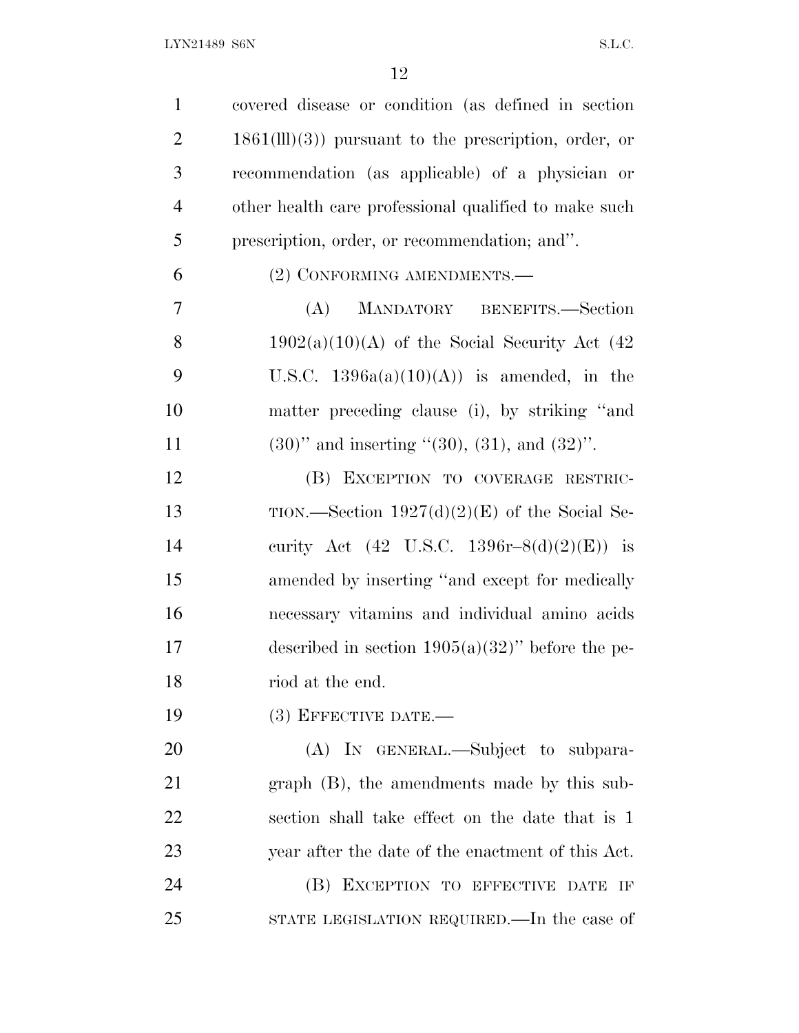covered disease or condition (as defined in section 1861(lll)(3)) pursuant to the prescription, order, or recommendation (as applicable) of a physician or other health care professional qualified to make such prescription, order, or recommendation; and''.

(2) CONFORMING AMENDMENTS.—

(A) MANDATORY BENEFITS.—Section 1902(a)(10)(A) of the Social Security Act (42 U.S.C. 1396a(a)(10)(A)) is amended, in the matter preceding clause (i), by striking ''and (30)'' and inserting ''(30), (31), and (32)''.

(B) EXCEPTION TO COVERAGE RESTRICTION.—Section 1927(d)(2)(E) of the Social Security Act (42 U.S.C. 1396r–8(d)(2)(E)) is amended by inserting ''and except for medically necessary vitamins and individual amino acids described in section 1905(a)(32)'' before the period at the end.

(3) EFFECTIVE DATE.—

(A) IN GENERAL.—Subject to subparagraph (B), the amendments made by this subsection shall take effect on the date that is 1 year after the date of the enactment of this Act.

(B) EXCEPTION TO EFFECTIVE DATE IF STATE LEGISLATION REQUIRED.—In the case of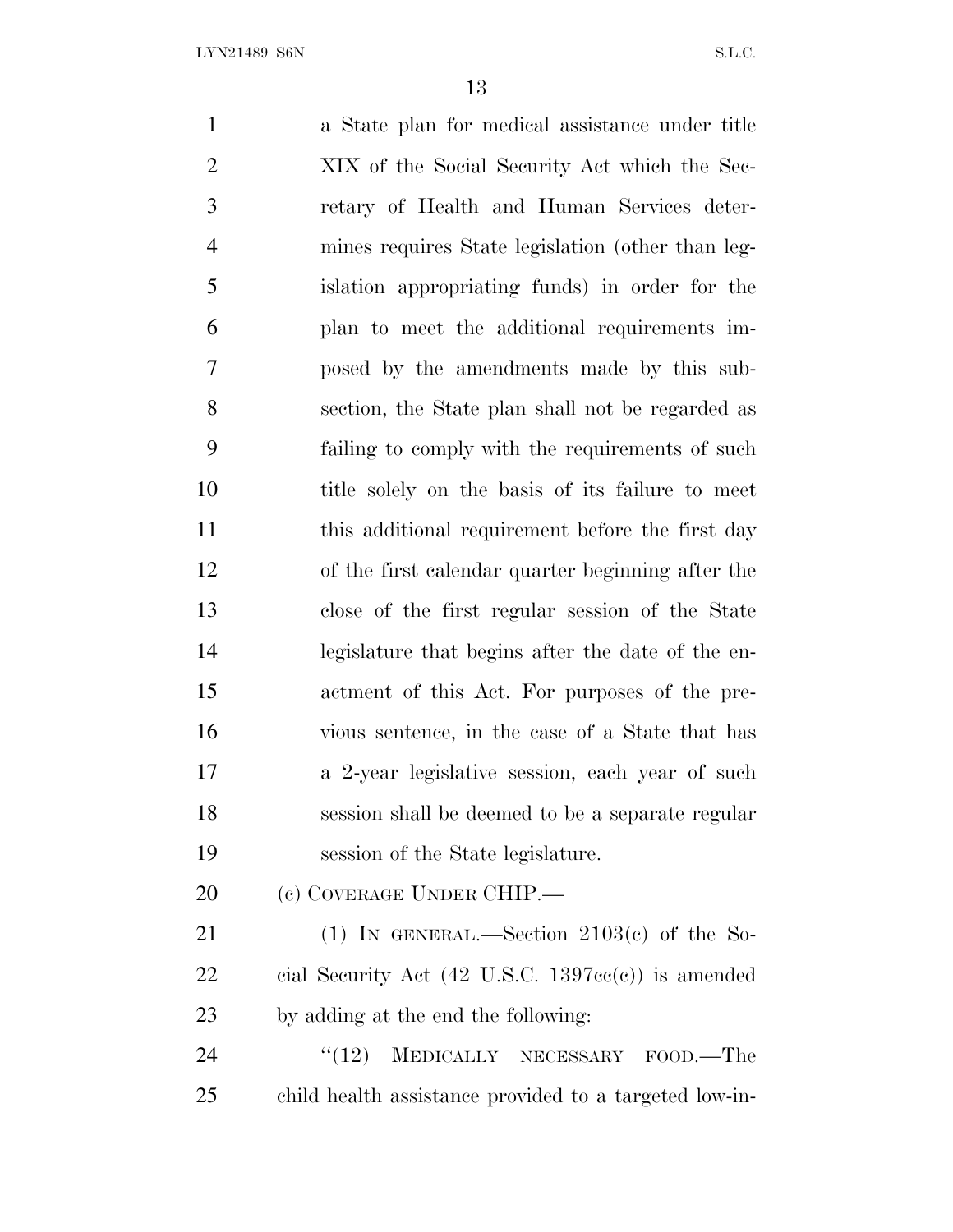a State plan for medical assistance under title XIX of the Social Security Act which the Secretary of Health and Human Services determines requires State legislation (other than legislation appropriating funds) in order for the plan to meet the additional requirements imposed by the amendments made by this subsection, the State plan shall not be regarded as failing to comply with the requirements of such title solely on the basis of its failure to meet this additional requirement before the first day of the first calendar quarter beginning after the close of the first regular session of the State legislature that begins after the date of the enactment of this Act. For purposes of the previous sentence, in the case of a State that has a 2-year legislative session, each year of such session shall be deemed to be a separate regular session of the State legislature.

(c) COVERAGE UNDER CHIP.—

(1) IN GENERAL.—Section 2103(c) of the Social Security Act (42 U.S.C. 1397cc(c)) is amended by adding at the end the following:

"(12) MEDICALLY NECESSARY FOOD.—The child health assistance provided to a targeted low-in-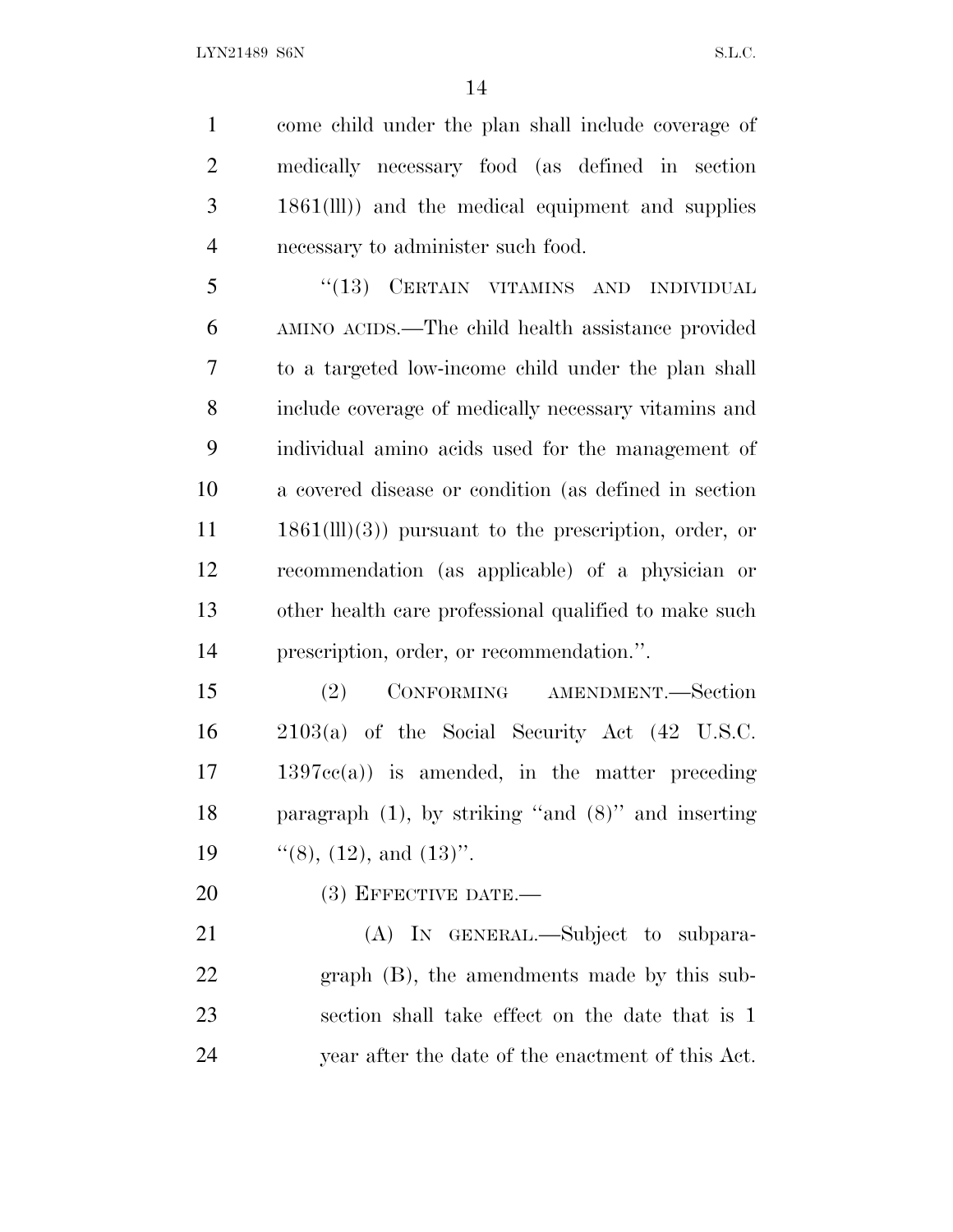come child under the plan shall include coverage of medically necessary food (as defined in section 1861(lll)) and the medical equipment and supplies necessary to administer such food.

"(13) CERTAIN VITAMINS AND INDIVIDUAL AMINO ACIDS.—The child health assistance provided to a targeted low-income child under the plan shall include coverage of medically necessary vitamins and individual amino acids used for the management of a covered disease or condition (as defined in section 1861(lll)(3)) pursuant to the prescription, order, or recommendation (as applicable) of a physician or other health care professional qualified to make such prescription, order, or recommendation.".

(2) CONFORMING AMENDMENT.—Section 2103(a) of the Social Security Act (42 U.S.C. 1397cc(a)) is amended, in the matter preceding paragraph (1), by striking "and (8)" and inserting "(8), (12), and (13)".

(3) EFFECTIVE DATE.—

(A) IN GENERAL.—Subject to subparagraph (B), the amendments made by this subsection shall take effect on the date that is 1 year after the date of the enactment of this Act.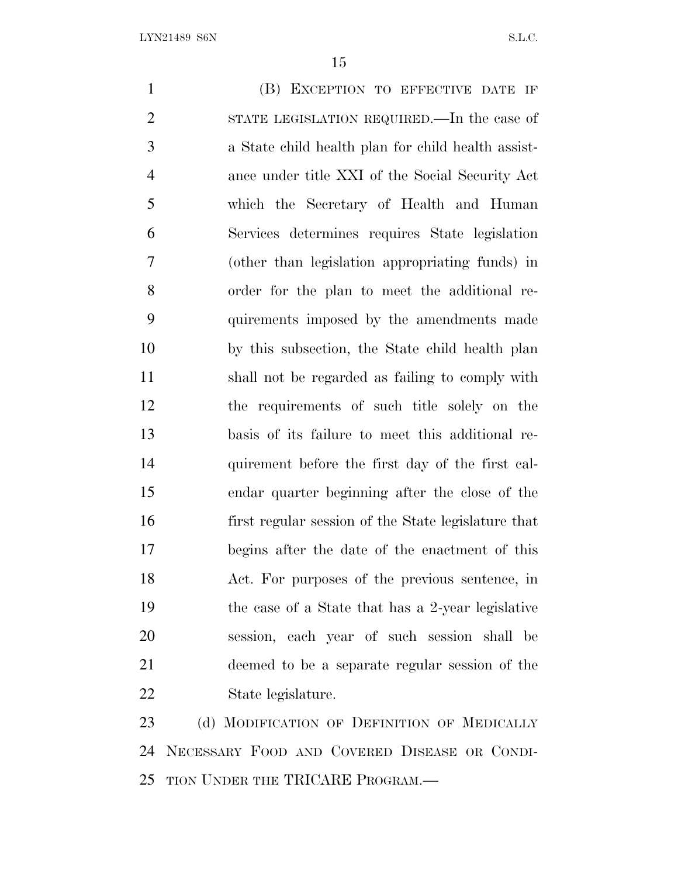(B) EXCEPTION TO EFFECTIVE DATE IF STATE LEGISLATION REQUIRED.—In the case of a State child health plan for child health assistance under title XXI of the Social Security Act which the Secretary of Health and Human Services determines requires State legislation (other than legislation appropriating funds) in order for the plan to meet the additional requirements imposed by the amendments made by this subsection, the State child health plan shall not be regarded as failing to comply with the requirements of such title solely on the basis of its failure to meet this additional requirement before the first day of the first calendar quarter beginning after the close of the first regular session of the State legislature that begins after the date of the enactment of this Act. For purposes of the previous sentence, in the case of a State that has a 2-year legislative session, each year of such session shall be deemed to be a separate regular session of the State legislature.

(d) MODIFICATION OF DEFINITION OF MEDICALLY NECESSARY FOOD AND COVERED DISEASE OR CONDITION UNDER THE TRICARE PROGRAM.—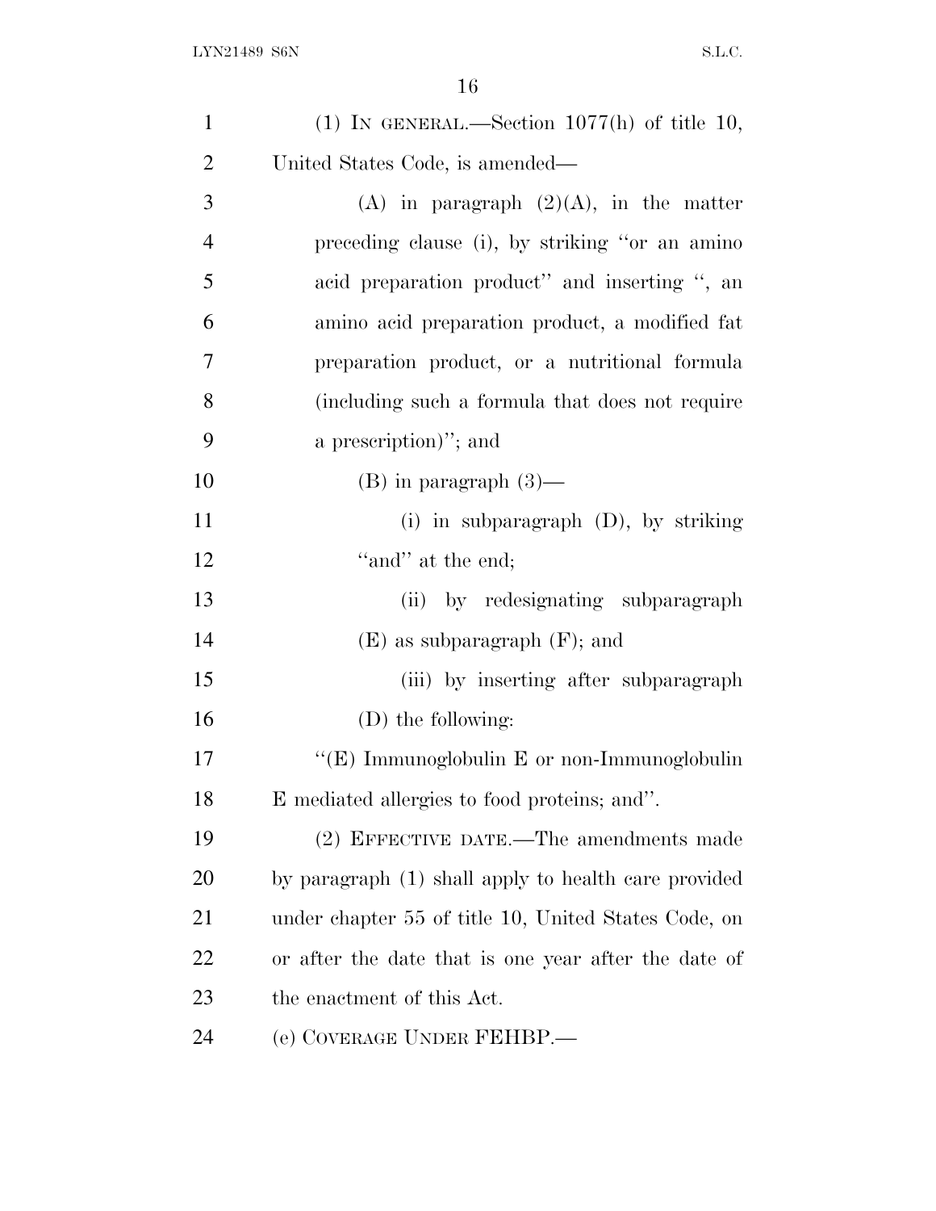(1) IN GENERAL.—Section 1077(h) of title 10, United States Code, is amended—

(A) in paragraph (2)(A), in the matter preceding clause (i), by striking "or an amino acid preparation product" and inserting ", an amino acid preparation product, a modified fat preparation product, or a nutritional formula (including such a formula that does not require a prescription)"; and

(B) in paragraph (3)—

(i) in subparagraph (D), by striking "and" at the end;

(ii) by redesignating subparagraph (E) as subparagraph (F); and

(iii) by inserting after subparagraph (D) the following:

"(E) Immunoglobulin E or non-Immunoglobulin E mediated allergies to food proteins; and".

(2) EFFECTIVE DATE.—The amendments made by paragraph (1) shall apply to health care provided under chapter 55 of title 10, United States Code, on or after the date that is one year after the date of the enactment of this Act.

(e) COVERAGE UNDER FEHBP.—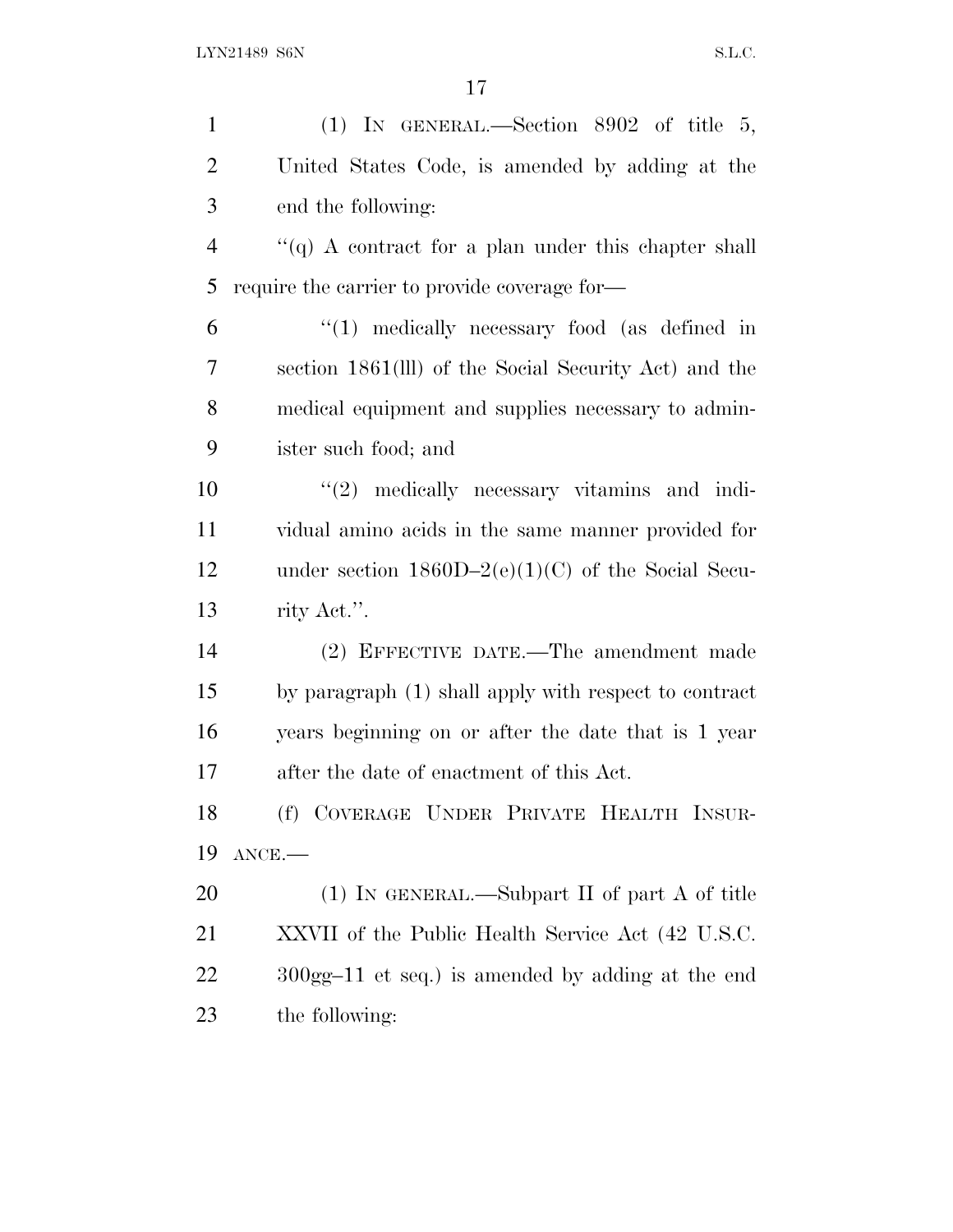(1) IN GENERAL.—Section 8902 of title 5, United States Code, is amended by adding at the end the following:

"(q) A contract for a plan under this chapter shall require the carrier to provide coverage for—

"(1) medically necessary food (as defined in section 1861(lll) of the Social Security Act) and the medical equipment and supplies necessary to administer such food; and

"(2) medically necessary vitamins and individual amino acids in the same manner provided for under section 1860D–2(e)(1)(C) of the Social Security Act.".

(2) EFFECTIVE DATE.—The amendment made by paragraph (1) shall apply with respect to contract years beginning on or after the date that is 1 year after the date of enactment of this Act.

(f) COVERAGE UNDER PRIVATE HEALTH INSURANCE.—

(1) IN GENERAL.—Subpart II of part A of title XXVII of the Public Health Service Act (42 U.S.C. 300gg–11 et seq.) is amended by adding at the end the following: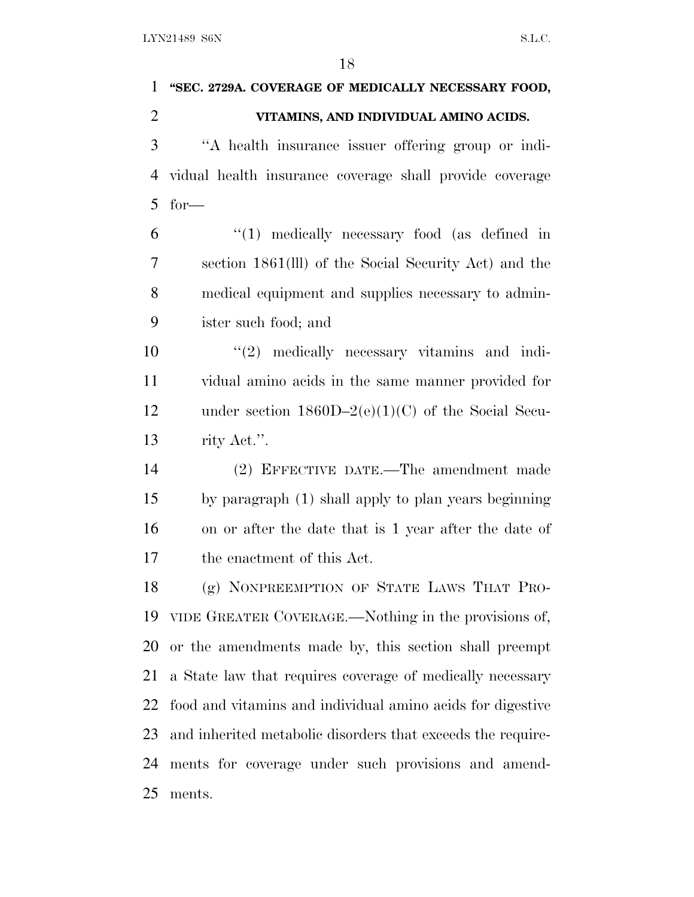**"SEC. 2729A. COVERAGE OF MEDICALLY NECESSARY FOOD, VITAMINS, AND INDIVIDUAL AMINO ACIDS.**

"A health insurance issuer offering group or individual health insurance coverage shall provide coverage for—

"(1) medically necessary food (as defined in section 1861(lll) of the Social Security Act) and the medical equipment and supplies necessary to administer such food; and

"(2) medically necessary vitamins and individual amino acids in the same manner provided for under section 1860D–2(e)(1)(C) of the Social Security Act.".

(2) EFFECTIVE DATE.—The amendment made by paragraph (1) shall apply to plan years beginning on or after the date that is 1 year after the date of the enactment of this Act.

(g) NONPREEMPTION OF STATE LAWS THAT PROVIDE GREATER COVERAGE.—Nothing in the provisions of, or the amendments made by, this section shall preempt a State law that requires coverage of medically necessary food and vitamins and individual amino acids for digestive and inherited metabolic disorders that exceeds the requirements for coverage under such provisions and amendments.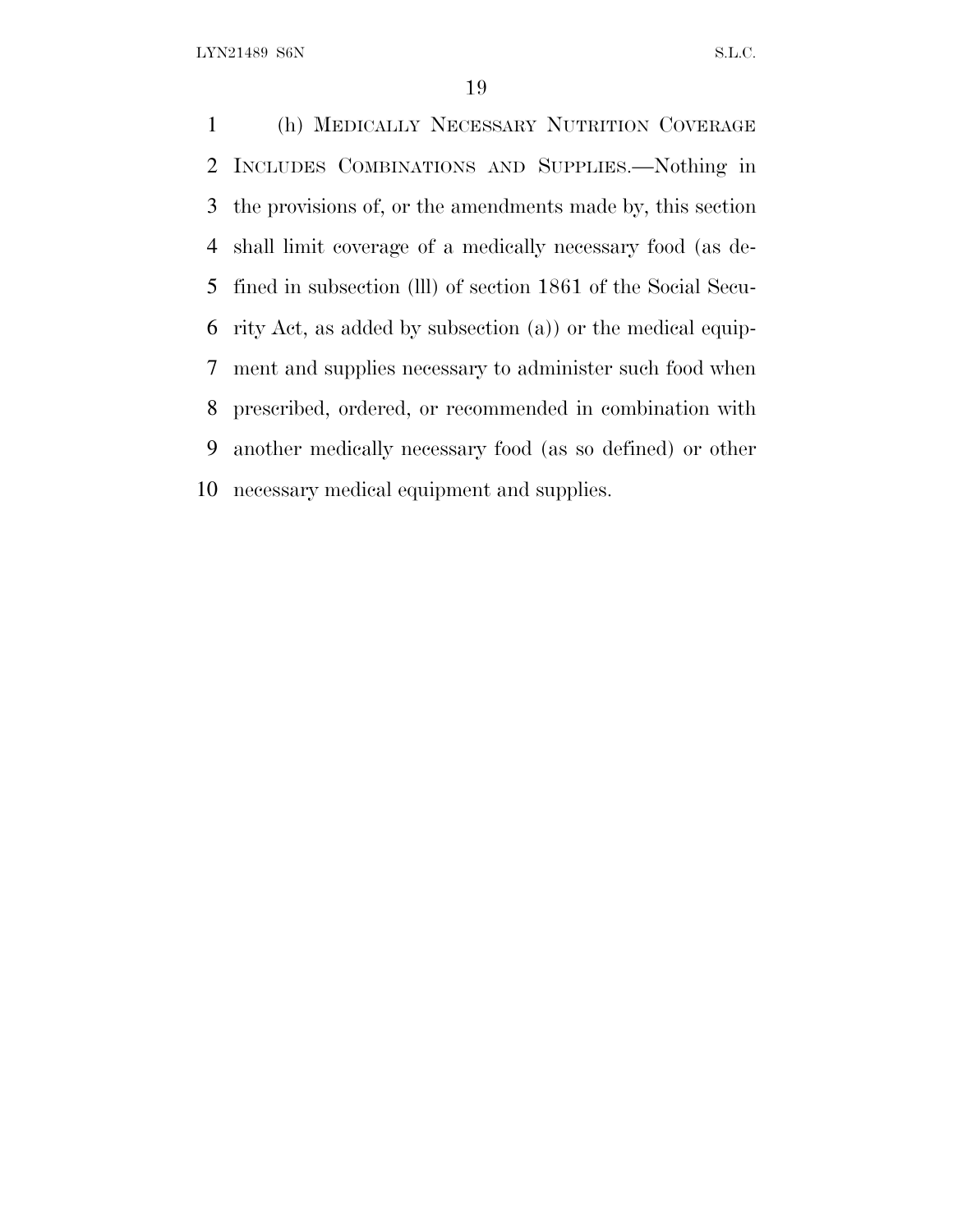(h) MEDICALLY NECESSARY NUTRITION COVERAGE INCLUDES COMBINATIONS AND SUPPLIES.—Nothing in the provisions of, or the amendments made by, this section shall limit coverage of a medically necessary food (as defined in subsection (lll) of section 1861 of the Social Security Act, as added by subsection (a)) or the medical equipment and supplies necessary to administer such food when prescribed, ordered, or recommended in combination with another medically necessary food (as so defined) or other necessary medical equipment and supplies.